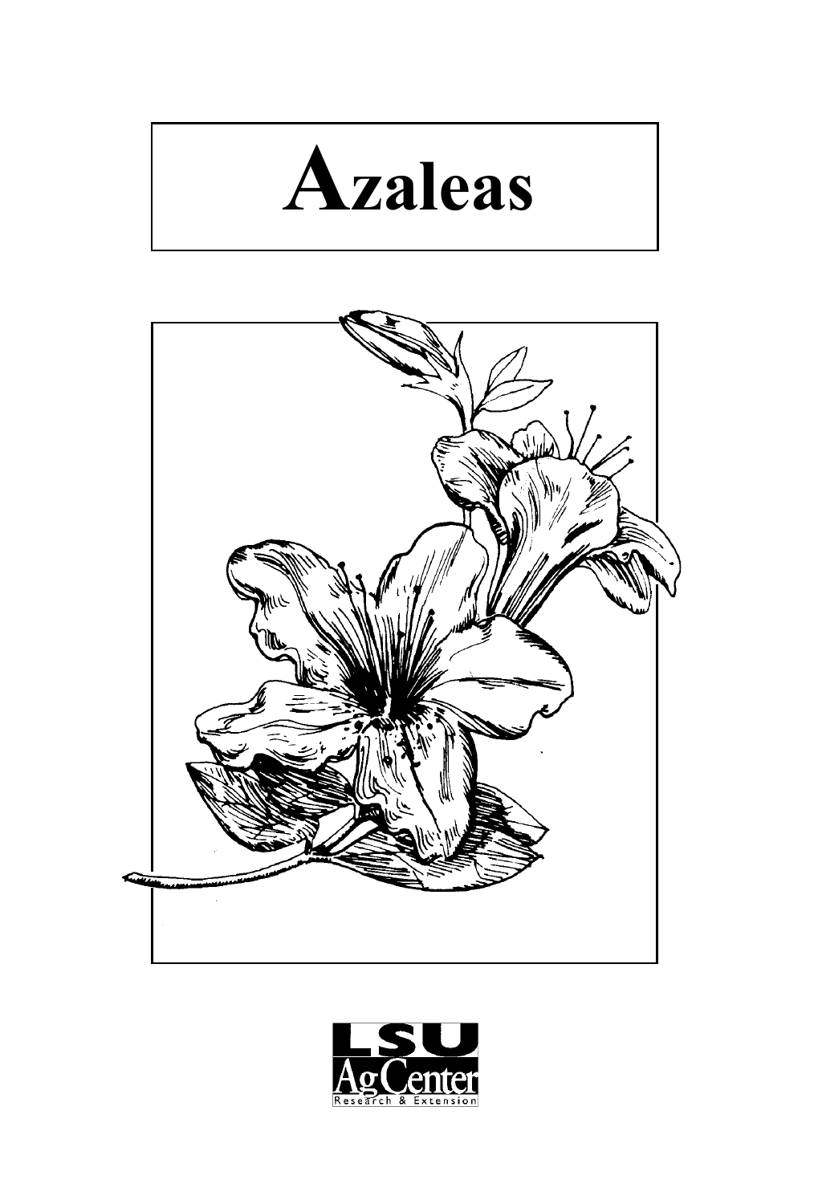# Azaleas

LSU AgCenter
Research & Extension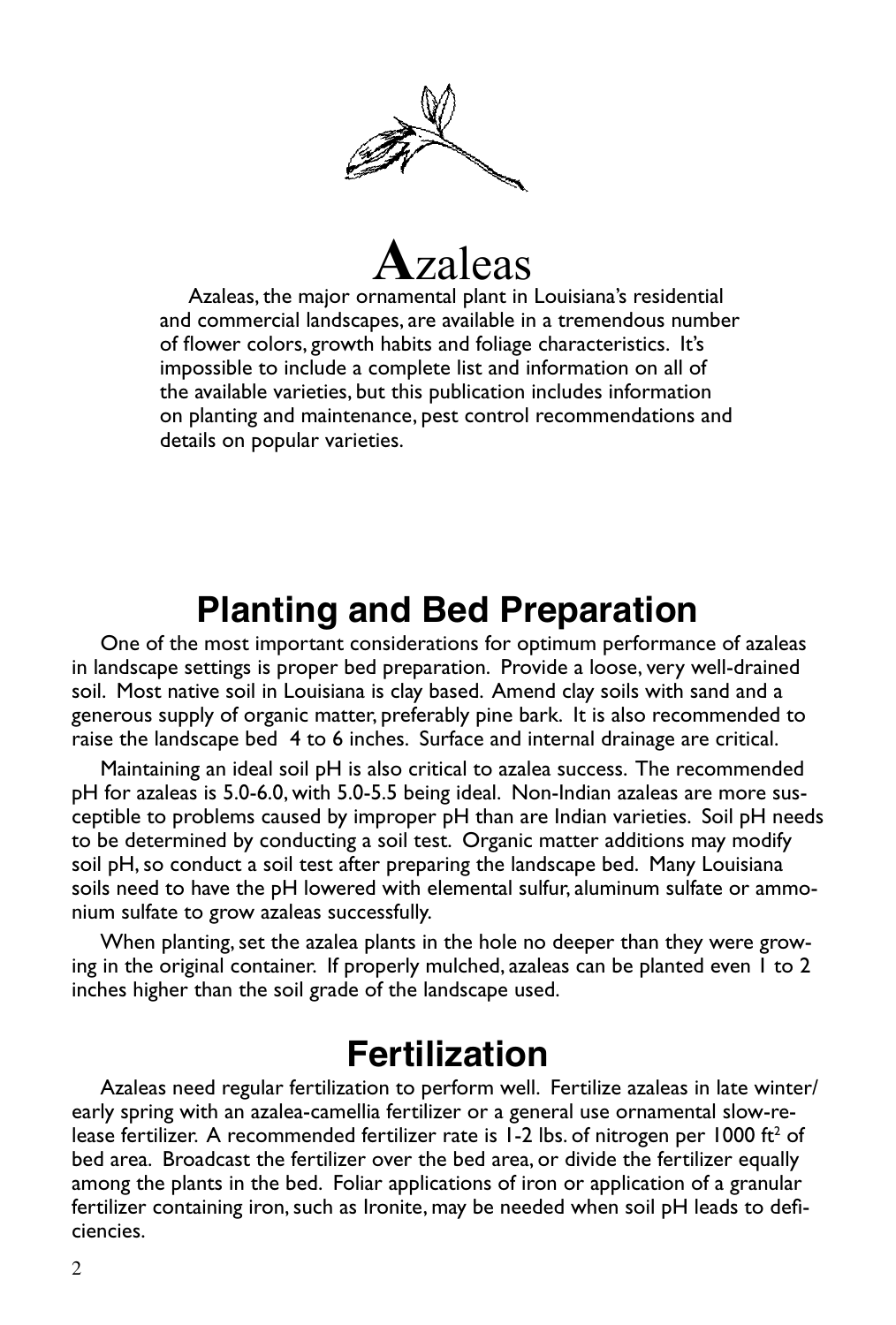# Azaleas

Azaleas, the major ornamental plant in Louisiana's residential and commercial landscapes, are available in a tremendous number of flower colors, growth habits and foliage characteristics. It's impossible to include a complete list and information on all of the available varieties, but this publication includes information on planting and maintenance, pest control recommendations and details on popular varieties.

## Planting and Bed Preparation

One of the most important considerations for optimum performance of azaleas in landscape settings is proper bed preparation. Provide a loose, very well-drained soil. Most native soil in Louisiana is clay based. Amend clay soils with sand and a generous supply of organic matter, preferably pine bark. It is also recommended to raise the landscape bed 4 to 6 inches. Surface and internal drainage are critical.

Maintaining an ideal soil pH is also critical to azalea success. The recommended pH for azaleas is 5.0-6.0, with 5.0-5.5 being ideal. Non-Indian azaleas are more susceptible to problems caused by improper pH than are Indian varieties. Soil pH needs to be determined by conducting a soil test. Organic matter additions may modify soil pH, so conduct a soil test after preparing the landscape bed. Many Louisiana soils need to have the pH lowered with elemental sulfur, aluminum sulfate or ammonium sulfate to grow azaleas successfully.

When planting, set the azalea plants in the hole no deeper than they were growing in the original container. If properly mulched, azaleas can be planted even 1 to 2 inches higher than the soil grade of the landscape used.

## Fertilization

Azaleas need regular fertilization to perform well. Fertilize azaleas in late winter/early spring with an azalea-camellia fertilizer or a general use ornamental slow-release fertilizer. A recommended fertilizer rate is 1-2 lbs. of nitrogen per 1000 $ft^2$ of bed area. Broadcast the fertilizer over the bed area, or divide the fertilizer equally among the plants in the bed. Foliar applications of iron or application of a granular fertilizer containing iron, such as Ironite, may be needed when soil pH leads to deficiencies.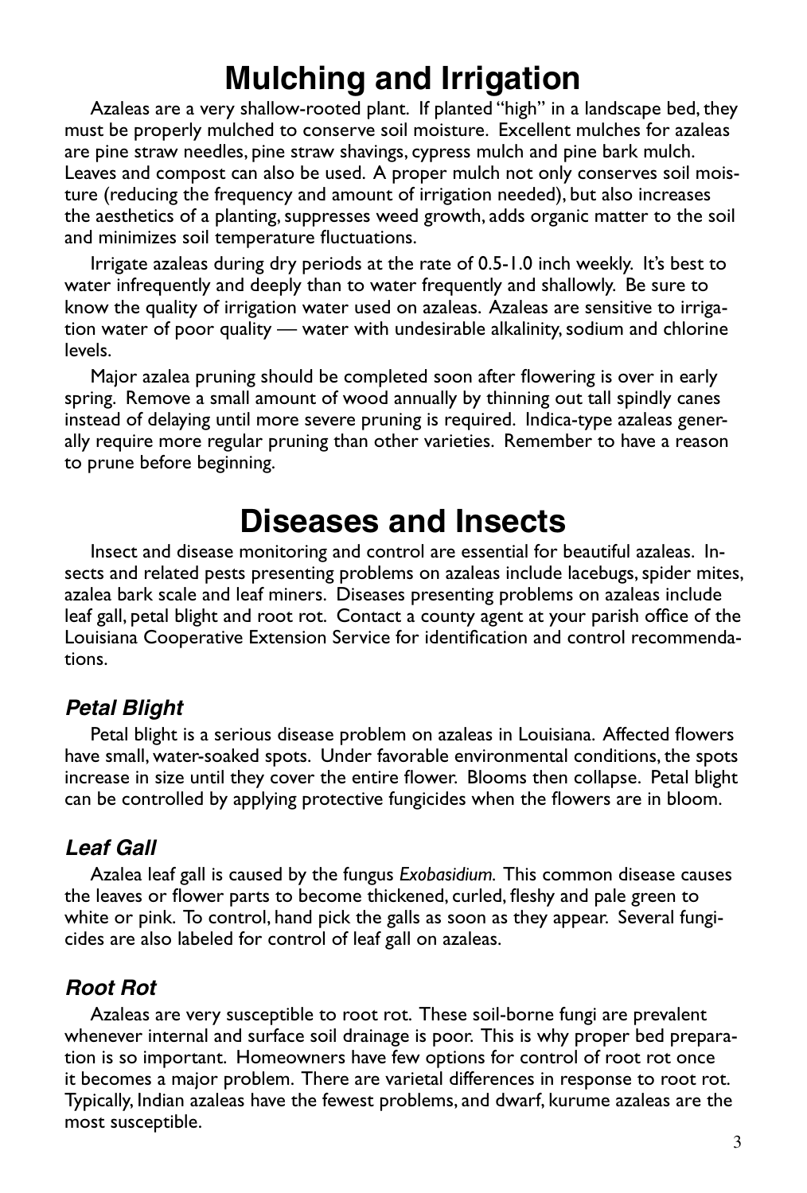# Mulching and Irrigation

Azaleas are a very shallow-rooted plant. If planted "high" in a landscape bed, they must be properly mulched to conserve soil moisture. Excellent mulches for azaleas are pine straw needles, pine straw shavings, cypress mulch and pine bark mulch. Leaves and compost can also be used. A proper mulch not only conserves soil moisture (reducing the frequency and amount of irrigation needed), but also increases the aesthetics of a planting, suppresses weed growth, adds organic matter to the soil and minimizes soil temperature fluctuations.

Irrigate azaleas during dry periods at the rate of 0.5-1.0 inch weekly. It's best to water infrequently and deeply than to water frequently and shallowly. Be sure to know the quality of irrigation water used on azaleas. Azaleas are sensitive to irrigation water of poor quality — water with undesirable alkalinity, sodium and chlorine levels.

Major azalea pruning should be completed soon after flowering is over in early spring. Remove a small amount of wood annually by thinning out tall spindly canes instead of delaying until more severe pruning is required. Indica-type azaleas generally require more regular pruning than other varieties. Remember to have a reason to prune before beginning.

# Diseases and Insects

Insect and disease monitoring and control are essential for beautiful azaleas. Insects and related pests presenting problems on azaleas include lacebugs, spider mites, azalea bark scale and leaf miners. Diseases presenting problems on azaleas include leaf gall, petal blight and root rot. Contact a county agent at your parish office of the Louisiana Cooperative Extension Service for identification and control recommendations.

### *Petal Blight*

Petal blight is a serious disease problem on azaleas in Louisiana. Affected flowers have small, water-soaked spots. Under favorable environmental conditions, the spots increase in size until they cover the entire flower. Blooms then collapse. Petal blight can be controlled by applying protective fungicides when the flowers are in bloom.

### *Leaf Gall*

Azalea leaf gall is caused by the fungus *Exobasidium.* This common disease causes the leaves or flower parts to become thickened, curled, fleshy and pale green to white or pink. To control, hand pick the galls as soon as they appear. Several fungicides are also labeled for control of leaf gall on azaleas.

### *Root Rot*

Azaleas are very susceptible to root rot. These soil-borne fungi are prevalent whenever internal and surface soil drainage is poor. This is why proper bed preparation is so important. Homeowners have few options for control of root rot once it becomes a major problem. There are varietal differences in response to root rot. Typically, Indian azaleas have the fewest problems, and dwarf, kurume azaleas are the most susceptible.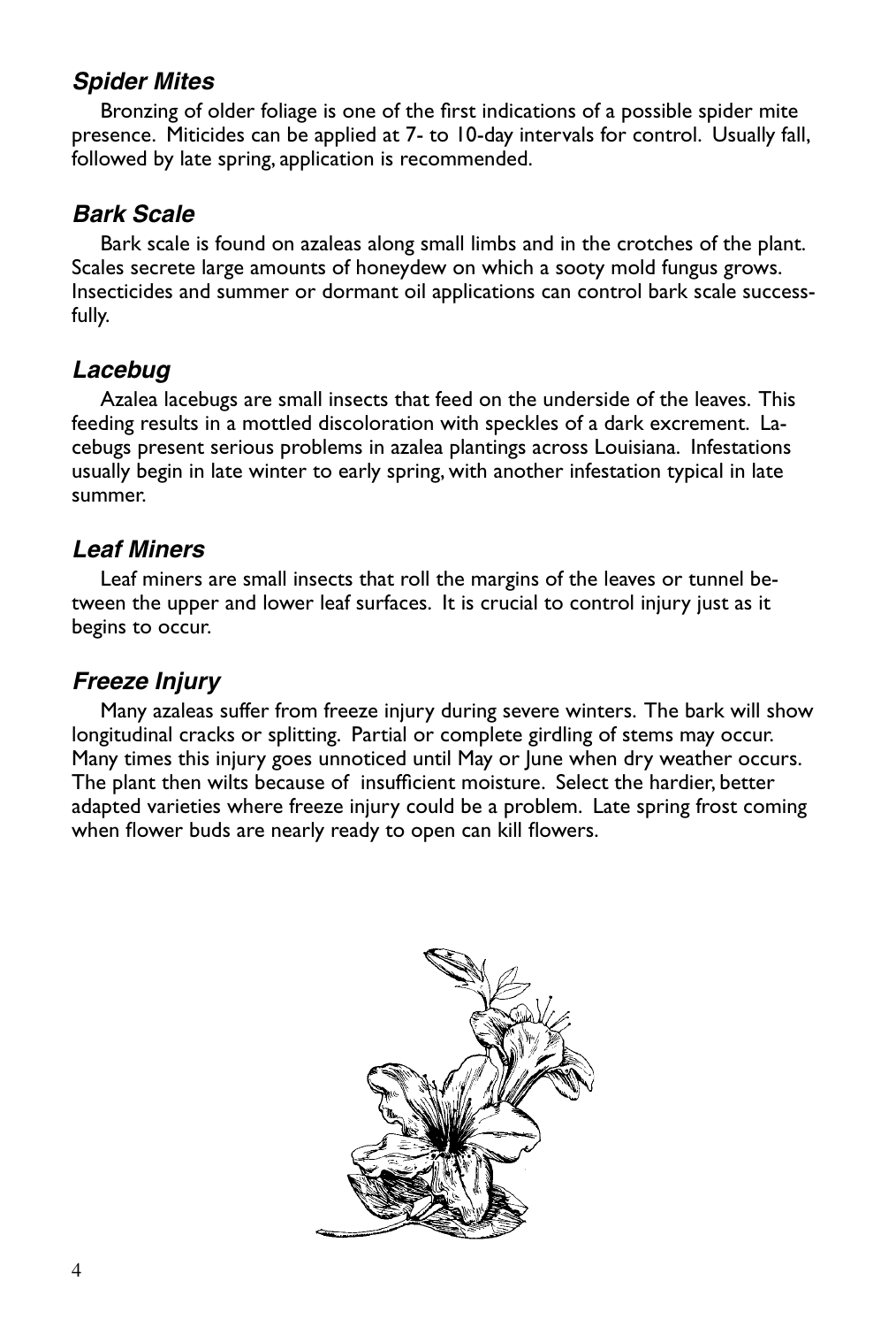### *Spider Mites*

Bronzing of older foliage is one of the first indications of a possible spider mite presence. Miticides can be applied at 7- to 10-day intervals for control. Usually fall, followed by late spring, application is recommended.

### *Bark Scale*

Bark scale is found on azaleas along small limbs and in the crotches of the plant. Scales secrete large amounts of honeydew on which a sooty mold fungus grows. Insecticides and summer or dormant oil applications can control bark scale successfully.

### *Lacebug*

Azalea lacebugs are small insects that feed on the underside of the leaves. This feeding results in a mottled discoloration with speckles of a dark excrement. Lacebugs present serious problems in azalea plantings across Louisiana. Infestations usually begin in late winter to early spring, with another infestation typical in late summer.

### *Leaf Miners*

Leaf miners are small insects that roll the margins of the leaves or tunnel between the upper and lower leaf surfaces. It is crucial to control injury just as it begins to occur.

### *Freeze Injury*

Many azaleas suffer from freeze injury during severe winters. The bark will show longitudinal cracks or splitting. Partial or complete girdling of stems may occur. Many times this injury goes unnoticed until May or June when dry weather occurs. The plant then wilts because of insufficient moisture. Select the hardier, better adapted varieties where freeze injury could be a problem. Late spring frost coming when flower buds are nearly ready to open can kill flowers.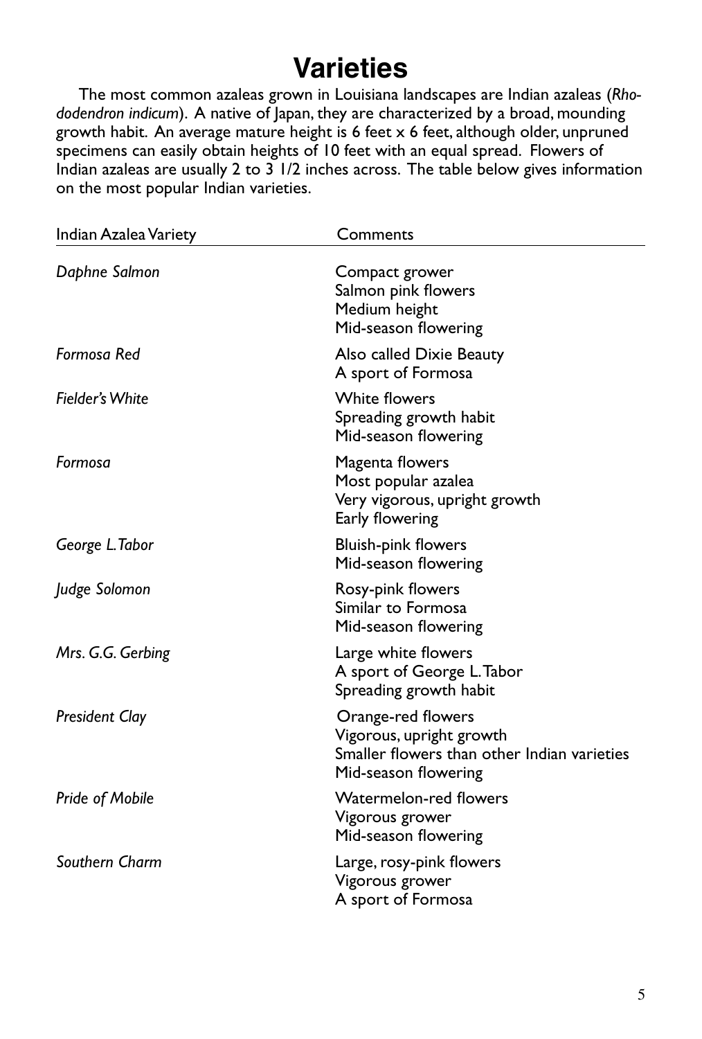# Varieties

The most common azaleas grown in Louisiana landscapes are Indian azaleas (*Rhododendron indicum*). A native of Japan, they are characterized by a broad, mounding growth habit. An average mature height is 6 feet x 6 feet, although older, unpruned specimens can easily obtain heights of 10 feet with an equal spread. Flowers of Indian azaleas are usually 2 to 3 1/2 inches across. The table below gives information on the most popular Indian varieties.

| Indian Azalea Variety | Comments |
|---|---|
| *Daphne Salmon* | Compact grower<br>Salmon pink flowers<br>Medium height<br>Mid-season flowering |
| *Formosa Red* | Also called Dixie Beauty<br>A sport of Formosa |
| *Fielder's White* | White flowers<br>Spreading growth habit<br>Mid-season flowering |
| *Formosa* | Magenta flowers<br>Most popular azalea<br>Very vigorous, upright growth<br>Early flowering |
| *George L. Tabor* | Bluish-pink flowers<br>Mid-season flowering |
| *Judge Solomon* | Rosy-pink flowers<br>Similar to Formosa<br>Mid-season flowering |
| *Mrs. G.G. Gerbing* | Large white flowers<br>A sport of George L. Tabor<br>Spreading growth habit |
| *President Clay* | Orange-red flowers<br>Vigorous, upright growth<br>Smaller flowers than other Indian varieties<br>Mid-season flowering |
| *Pride of Mobile* | Watermelon-red flowers<br>Vigorous grower<br>Mid-season flowering |
| *Southern Charm* | Large, rosy-pink flowers<br>Vigorous grower<br>A sport of Formosa |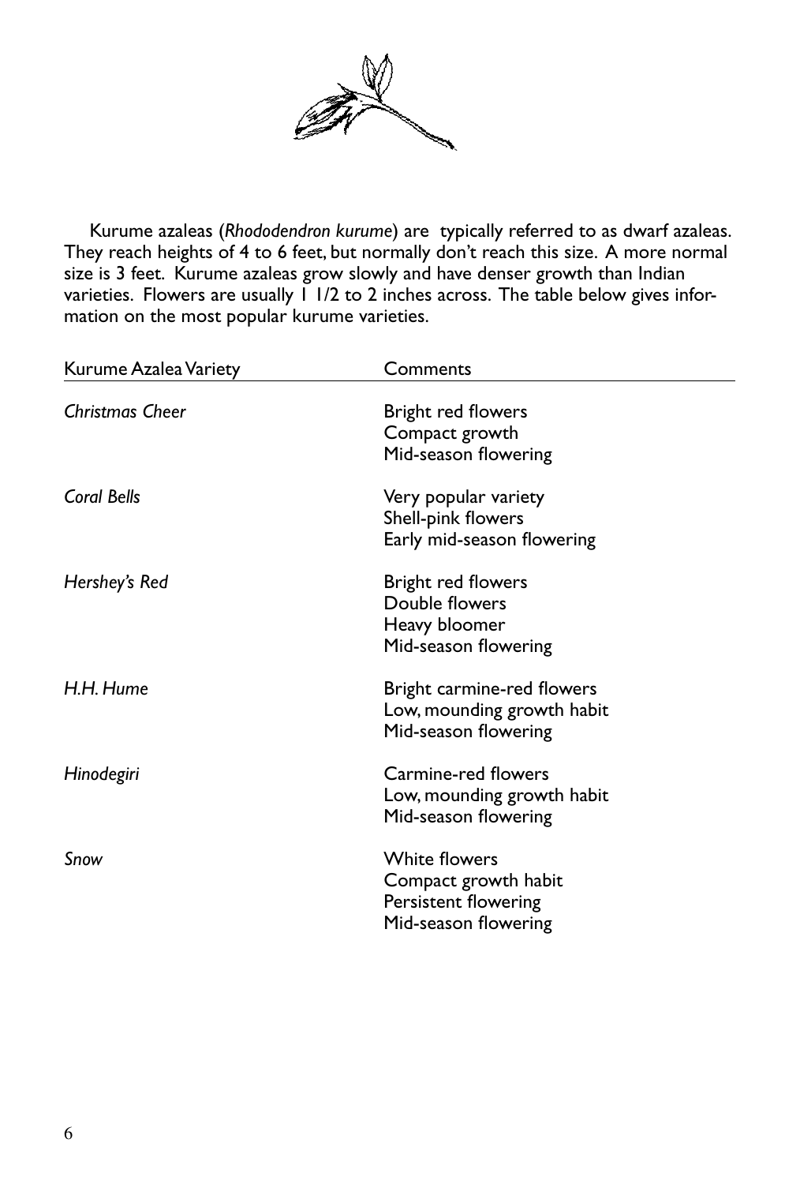Kurume azaleas (*Rhododendron kurume*) are typically referred to as dwarf azaleas. They reach heights of 4 to 6 feet, but normally don't reach this size. A more normal size is 3 feet. Kurume azaleas grow slowly and have denser growth than Indian varieties. Flowers are usually 1 1/2 to 2 inches across. The table below gives information on the most popular kurume varieties.

| Kurume Azalea Variety | Comments |
|---|---|
| *Christmas Cheer* | Bright red flowers<br>Compact growth<br>Mid-season flowering |
| *Coral Bells* | Very popular variety<br>Shell-pink flowers<br>Early mid-season flowering |
| *Hershey's Red* | Bright red flowers<br>Double flowers<br>Heavy bloomer<br>Mid-season flowering |
| *H.H. Hume* | Bright carmine-red flowers<br>Low, mounding growth habit<br>Mid-season flowering |
| *Hinodegiri* | Carmine-red flowers<br>Low, mounding growth habit<br>Mid-season flowering |
| *Snow* | White flowers<br>Compact growth habit<br>Persistent flowering<br>Mid-season flowering |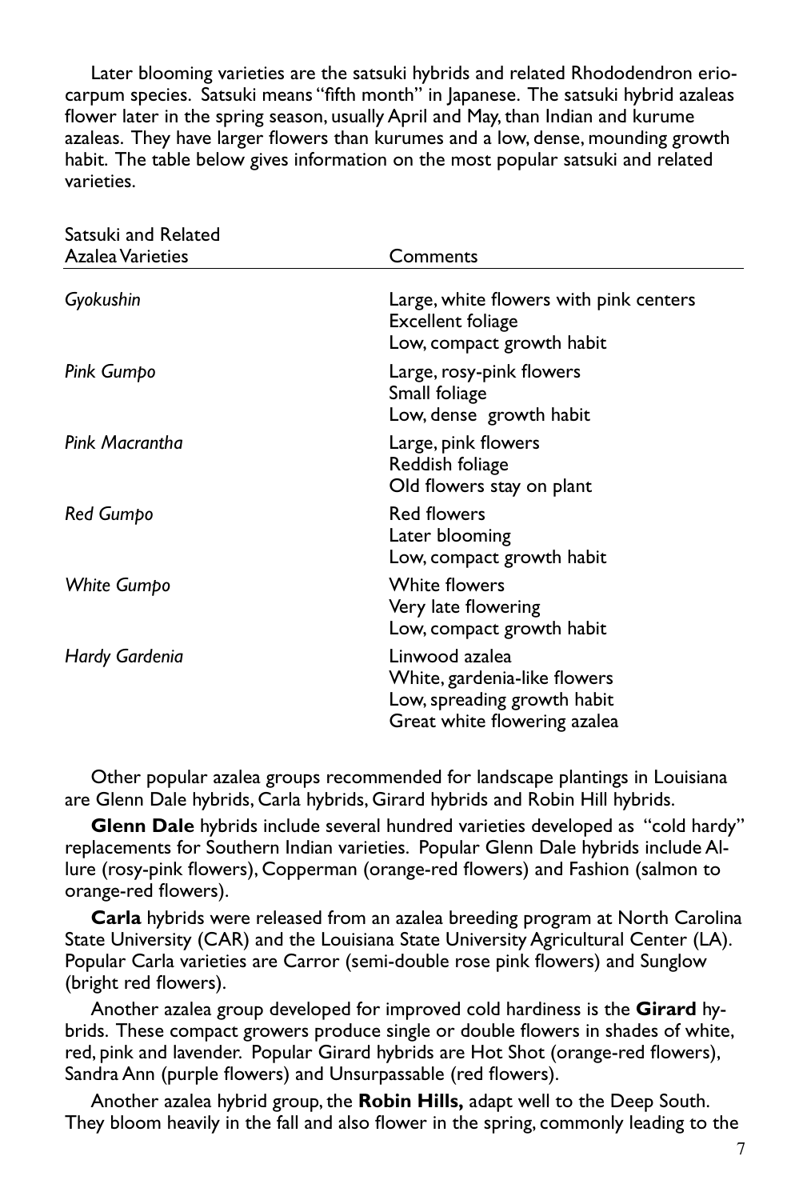Later blooming varieties are the satsuki hybrids and related Rhododendron eriocarpum species. Satsuki means "fifth month" in Japanese. The satsuki hybrid azaleas flower later in the spring season, usually April and May, than Indian and kurume azaleas. They have larger flowers than kurumes and a low, dense, mounding growth habit. The table below gives information on the most popular satsuki and related varieties.

| Satsuki and Related Azalea Varieties | Comments |
| --- | --- |
| *Gyokushin* | Large, white flowers with pink centers<br>Excellent foliage<br>Low, compact growth habit |
| *Pink Gumpo* | Large, rosy-pink flowers<br>Small foliage<br>Low, dense growth habit |
| *Pink Macrantha* | Large, pink flowers<br>Reddish foliage<br>Old flowers stay on plant |
| *Red Gumpo* | Red flowers<br>Later blooming<br>Low, compact growth habit |
| *White Gumpo* | White flowers<br>Very late flowering<br>Low, compact growth habit |
| *Hardy Gardenia* | Linwood azalea<br>White, gardenia-like flowers<br>Low, spreading growth habit<br>Great white flowering azalea |

Other popular azalea groups recommended for landscape plantings in Louisiana are Glenn Dale hybrids, Carla hybrids, Girard hybrids and Robin Hill hybrids.

**Glenn Dale** hybrids include several hundred varieties developed as "cold hardy" replacements for Southern Indian varieties. Popular Glenn Dale hybrids include Allure (rosy-pink flowers), Copperman (orange-red flowers) and Fashion (salmon to orange-red flowers).

**Carla** hybrids were released from an azalea breeding program at North Carolina State University (CAR) and the Louisiana State University Agricultural Center (LA). Popular Carla varieties are Carror (semi-double rose pink flowers) and Sunglow (bright red flowers).

Another azalea group developed for improved cold hardiness is the **Girard** hybrids. These compact growers produce single or double flowers in shades of white, red, pink and lavender. Popular Girard hybrids are Hot Shot (orange-red flowers), Sandra Ann (purple flowers) and Unsurpassable (red flowers).

Another azalea hybrid group, the **Robin Hills,** adapt well to the Deep South. They bloom heavily in the fall and also flower in the spring, commonly leading to the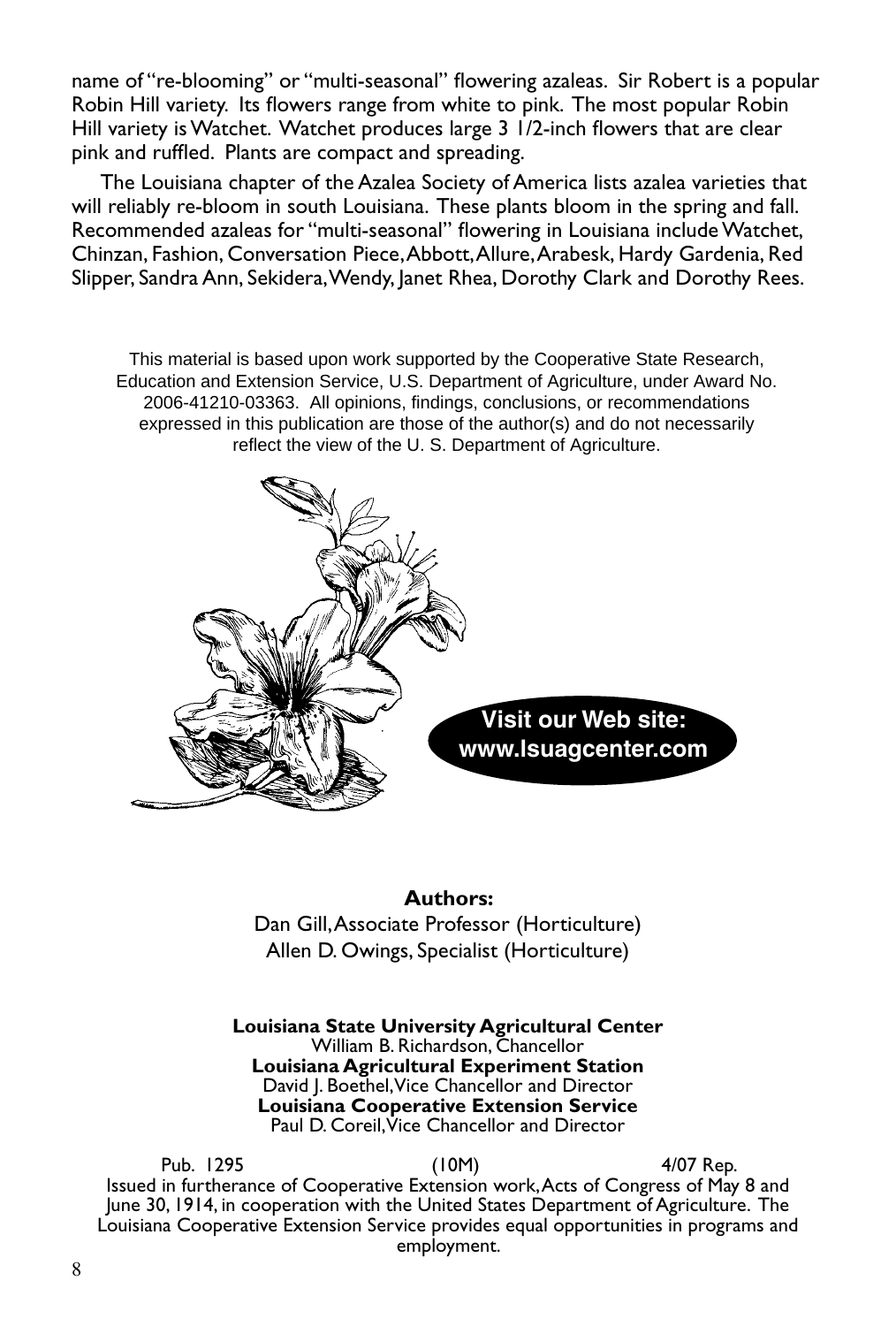name of "re-blooming" or "multi-seasonal" flowering azaleas. Sir Robert is a popular Robin Hill variety. Its flowers range from white to pink. The most popular Robin Hill variety is Watchet. Watchet produces large 3 1/2-inch flowers that are clear pink and ruffled. Plants are compact and spreading.

The Louisiana chapter of the Azalea Society of America lists azalea varieties that will reliably re-bloom in south Louisiana. These plants bloom in the spring and fall. Recommended azaleas for "multi-seasonal" flowering in Louisiana include Watchet, Chinzan, Fashion, Conversation Piece, Abbott, Allure, Arabesk, Hardy Gardenia, Red Slipper, Sandra Ann, Sekidera, Wendy, Janet Rhea, Dorothy Clark and Dorothy Rees.

This material is based upon work supported by the Cooperative State Research, Education and Extension Service, U.S. Department of Agriculture, under Award No. 2006-41210-03363. All opinions, findings, conclusions, or recommendations expressed in this publication are those of the author(s) and do not necessarily reflect the view of the U. S. Department of Agriculture.

**Visit our Web site: www.lsuagcenter.com**

**Authors:**
Dan Gill, Associate Professor (Horticulture)
Allen D. Owings, Specialist (Horticulture)

**Louisiana State University Agricultural Center**
William B. Richardson, Chancellor
**Louisiana Agricultural Experiment Station**
David J. Boethel, Vice Chancellor and Director
**Louisiana Cooperative Extension Service**
Paul D. Coreil, Vice Chancellor and Director

Pub. 1295 (10M) 4/07 Rep.

Issued in furtherance of Cooperative Extension work, Acts of Congress of May 8 and June 30, 1914, in cooperation with the United States Department of Agriculture. The Louisiana Cooperative Extension Service provides equal opportunities in programs and employment.